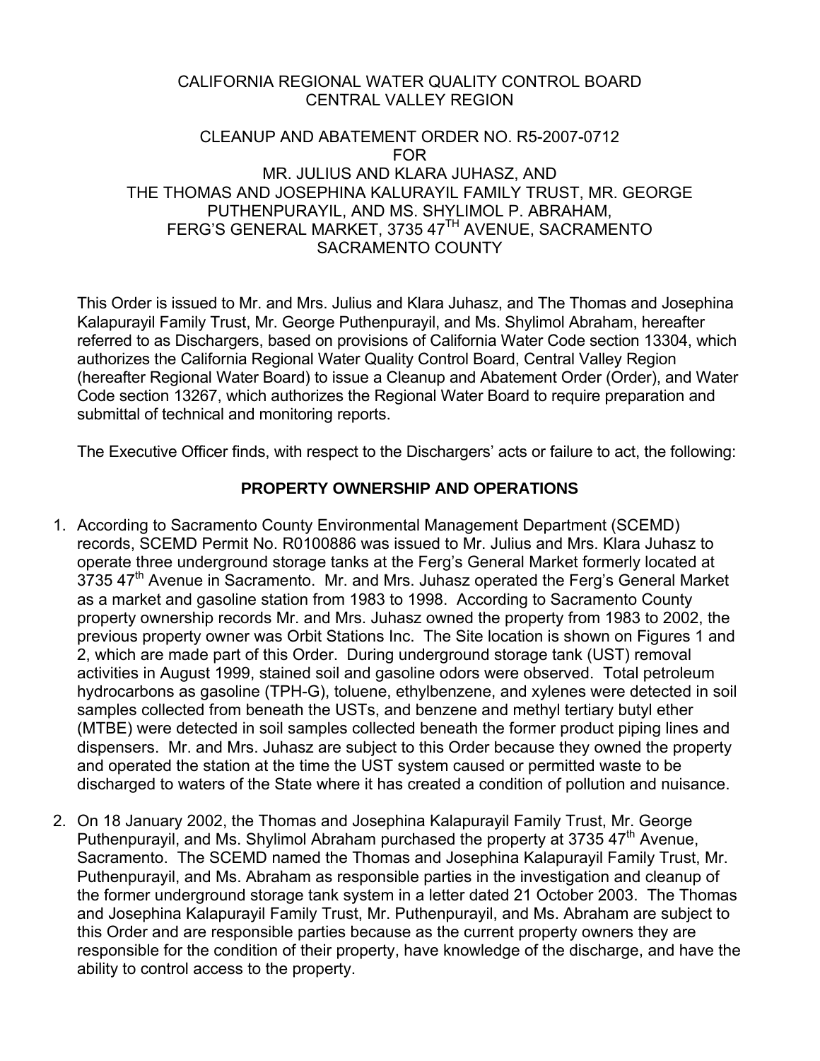CALIFORNIA REGIONAL WATER QUALITY CONTROL BOARD
CENTRAL VALLEY REGION

CLEANUP AND ABATEMENT ORDER NO. R5-2007-0712
FOR
MR. JULIUS AND KLARA JUHASZ, AND
THE THOMAS AND JOSEPHINA KALURAYIL FAMILY TRUST, MR. GEORGE PUTHENPURAYIL, AND MS. SHYLIMOL P. ABRAHAM,
FERG'S GENERAL MARKET, 3735 47[TH] AVENUE, SACRAMENTO
SACRAMENTO COUNTY

This Order is issued to Mr. and Mrs. Julius and Klara Juhasz, and The Thomas and Josephina Kalapurayil Family Trust, Mr. George Puthenpurayil, and Ms. Shylimol Abraham, hereafter referred to as Dischargers, based on provisions of California Water Code section 13304, which authorizes the California Regional Water Quality Control Board, Central Valley Region (hereafter Regional Water Board) to issue a Cleanup and Abatement Order (Order), and Water Code section 13267, which authorizes the Regional Water Board to require preparation and submittal of technical and monitoring reports.

The Executive Officer finds, with respect to the Dischargers' acts or failure to act, the following:

**PROPERTY OWNERSHIP AND OPERATIONS**

1. According to Sacramento County Environmental Management Department (SCEMD) records, SCEMD Permit No. R0100886 was issued to Mr. Julius and Mrs. Klara Juhasz to operate three underground storage tanks at the Ferg's General Market formerly located at 3735 47[th] Avenue in Sacramento. Mr. and Mrs. Juhasz operated the Ferg's General Market as a market and gasoline station from 1983 to 1998. According to Sacramento County property ownership records Mr. and Mrs. Juhasz owned the property from 1983 to 2002, the previous property owner was Orbit Stations Inc. The Site location is shown on Figures 1 and 2, which are made part of this Order. During underground storage tank (UST) removal activities in August 1999, stained soil and gasoline odors were observed. Total petroleum hydrocarbons as gasoline (TPH-G), toluene, ethylbenzene, and xylenes were detected in soil samples collected from beneath the USTs, and benzene and methyl tertiary butyl ether (MTBE) were detected in soil samples collected beneath the former product piping lines and dispensers. Mr. and Mrs. Juhasz are subject to this Order because they owned the property and operated the station at the time the UST system caused or permitted waste to be discharged to waters of the State where it has created a condition of pollution and nuisance.

2. On 18 January 2002, the Thomas and Josephina Kalapurayil Family Trust, Mr. George Puthenpurayil, and Ms. Shylimol Abraham purchased the property at 3735 47[th] Avenue, Sacramento. The SCEMD named the Thomas and Josephina Kalapurayil Family Trust, Mr. Puthenpurayil, and Ms. Abraham as responsible parties in the investigation and cleanup of the former underground storage tank system in a letter dated 21 October 2003. The Thomas and Josephina Kalapurayil Family Trust, Mr. Puthenpurayil, and Ms. Abraham are subject to this Order and are responsible parties because as the current property owners they are responsible for the condition of their property, have knowledge of the discharge, and have the ability to control access to the property.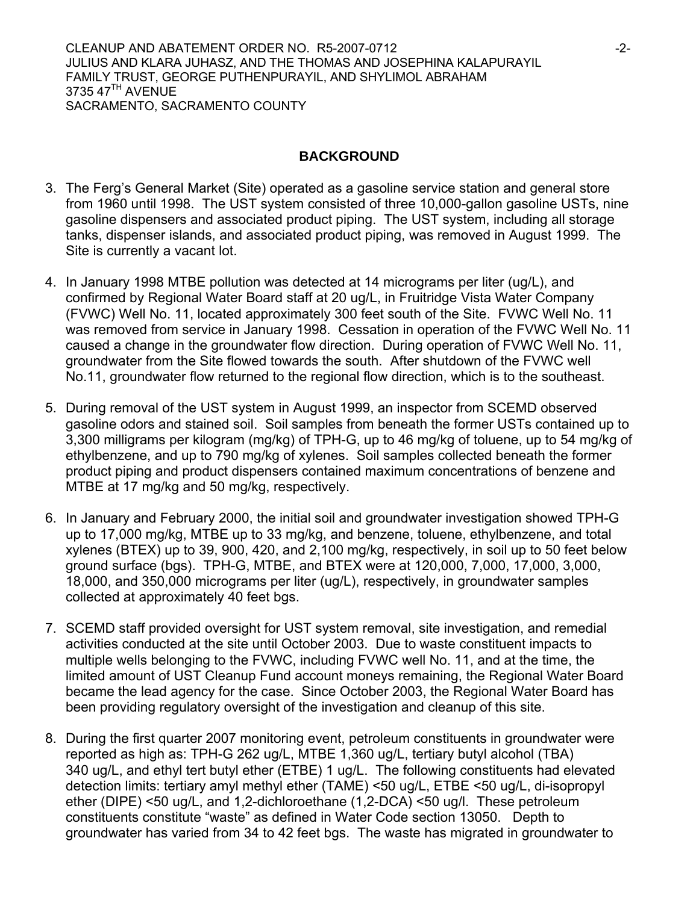## BACKGROUND

3. The Ferg's General Market (Site) operated as a gasoline service station and general store from 1960 until 1998. The UST system consisted of three 10,000-gallon gasoline USTs, nine gasoline dispensers and associated product piping. The UST system, including all storage tanks, dispenser islands, and associated product piping, was removed in August 1999. The Site is currently a vacant lot.

4. In January 1998 MTBE pollution was detected at 14 micrograms per liter (ug/L), and confirmed by Regional Water Board staff at 20 ug/L, in Fruitridge Vista Water Company (FVWC) Well No. 11, located approximately 300 feet south of the Site. FVWC Well No. 11 was removed from service in January 1998. Cessation in operation of the FVWC Well No. 11 caused a change in the groundwater flow direction. During operation of FVWC Well No. 11, groundwater from the Site flowed towards the south. After shutdown of the FVWC well No.11, groundwater flow returned to the regional flow direction, which is to the southeast.

5. During removal of the UST system in August 1999, an inspector from SCEMD observed gasoline odors and stained soil. Soil samples from beneath the former USTs contained up to 3,300 milligrams per kilogram (mg/kg) of TPH-G, up to 46 mg/kg of toluene, up to 54 mg/kg of ethylbenzene, and up to 790 mg/kg of xylenes. Soil samples collected beneath the former product piping and product dispensers contained maximum concentrations of benzene and MTBE at 17 mg/kg and 50 mg/kg, respectively.

6. In January and February 2000, the initial soil and groundwater investigation showed TPH-G up to 17,000 mg/kg, MTBE up to 33 mg/kg, and benzene, toluene, ethylbenzene, and total xylenes (BTEX) up to 39, 900, 420, and 2,100 mg/kg, respectively, in soil up to 50 feet below ground surface (bgs). TPH-G, MTBE, and BTEX were at 120,000, 7,000, 17,000, 3,000, 18,000, and 350,000 micrograms per liter (ug/L), respectively, in groundwater samples collected at approximately 40 feet bgs.

7. SCEMD staff provided oversight for UST system removal, site investigation, and remedial activities conducted at the site until October 2003. Due to waste constituent impacts to multiple wells belonging to the FVWC, including FVWC well No. 11, and at the time, the limited amount of UST Cleanup Fund account moneys remaining, the Regional Water Board became the lead agency for the case. Since October 2003, the Regional Water Board has been providing regulatory oversight of the investigation and cleanup of this site.

8. During the first quarter 2007 monitoring event, petroleum constituents in groundwater were reported as high as: TPH-G 262 ug/L, MTBE 1,360 ug/L, tertiary butyl alcohol (TBA) 340 ug/L, and ethyl tert butyl ether (ETBE) 1 ug/L. The following constituents had elevated detection limits: tertiary amyl methyl ether (TAME) <50 ug/L, ETBE <50 ug/L, di-isopropyl ether (DIPE) <50 ug/L, and 1,2-dichloroethane (1,2-DCA) <50 ug/l. These petroleum constituents constitute "waste" as defined in Water Code section 13050. Depth to groundwater has varied from 34 to 42 feet bgs. The waste has migrated in groundwater to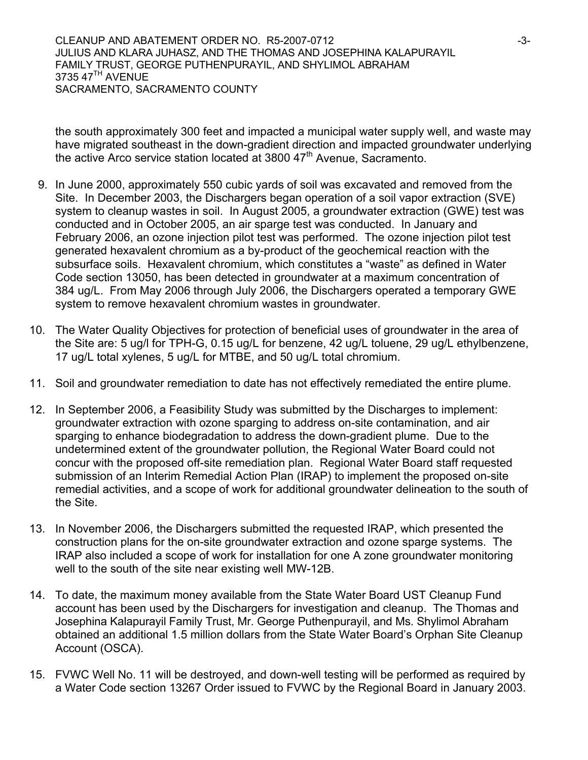the south approximately 300 feet and impacted a municipal water supply well, and waste may have migrated southeast in the down-gradient direction and impacted groundwater underlying the active Arco service station located at 3800 47th Avenue, Sacramento.

9. In June 2000, approximately 550 cubic yards of soil was excavated and removed from the Site. In December 2003, the Dischargers began operation of a soil vapor extraction (SVE) system to cleanup wastes in soil. In August 2005, a groundwater extraction (GWE) test was conducted and in October 2005, an air sparge test was conducted. In January and February 2006, an ozone injection pilot test was performed. The ozone injection pilot test generated hexavalent chromium as a by-product of the geochemical reaction with the subsurface soils. Hexavalent chromium, which constitutes a "waste" as defined in Water Code section 13050, has been detected in groundwater at a maximum concentration of 384 ug/L. From May 2006 through July 2006, the Dischargers operated a temporary GWE system to remove hexavalent chromium wastes in groundwater.

10. The Water Quality Objectives for protection of beneficial uses of groundwater in the area of the Site are: 5 ug/l for TPH-G, 0.15 ug/L for benzene, 42 ug/L toluene, 29 ug/L ethylbenzene, 17 ug/L total xylenes, 5 ug/L for MTBE, and 50 ug/L total chromium.

11. Soil and groundwater remediation to date has not effectively remediated the entire plume.

12. In September 2006, a Feasibility Study was submitted by the Discharges to implement: groundwater extraction with ozone sparging to address on-site contamination, and air sparging to enhance biodegradation to address the down-gradient plume. Due to the undetermined extent of the groundwater pollution, the Regional Water Board could not concur with the proposed off-site remediation plan. Regional Water Board staff requested submission of an Interim Remedial Action Plan (IRAP) to implement the proposed on-site remedial activities, and a scope of work for additional groundwater delineation to the south of the Site.

13. In November 2006, the Dischargers submitted the requested IRAP, which presented the construction plans for the on-site groundwater extraction and ozone sparge systems. The IRAP also included a scope of work for installation for one A zone groundwater monitoring well to the south of the site near existing well MW-12B.

14. To date, the maximum money available from the State Water Board UST Cleanup Fund account has been used by the Dischargers for investigation and cleanup. The Thomas and Josephina Kalapurayil Family Trust, Mr. George Puthenpurayil, and Ms. Shylimol Abraham obtained an additional 1.5 million dollars from the State Water Board's Orphan Site Cleanup Account (OSCA).

15. FVWC Well No. 11 will be destroyed, and down-well testing will be performed as required by a Water Code section 13267 Order issued to FVWC by the Regional Board in January 2003.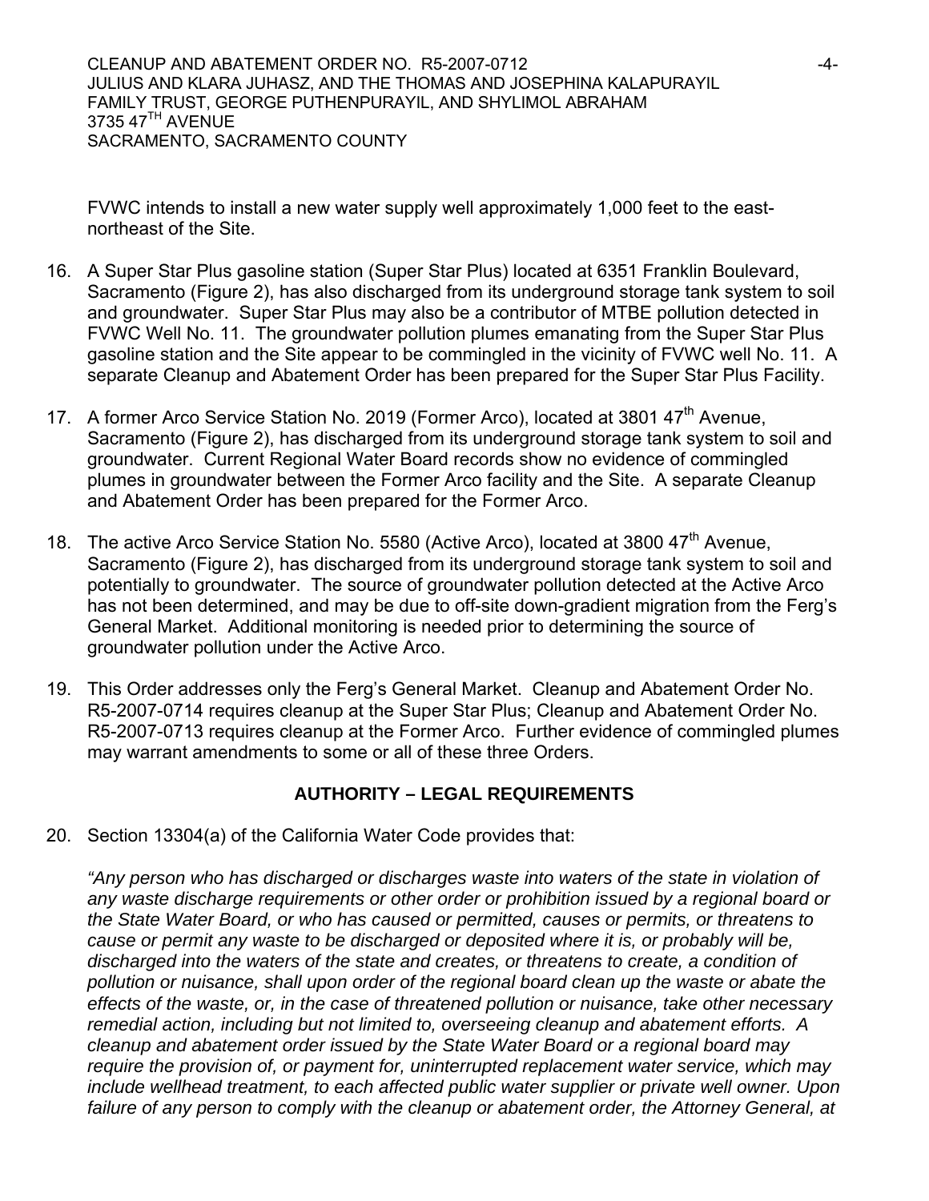FVWC intends to install a new water supply well approximately 1,000 feet to the east-northeast of the Site.

16. A Super Star Plus gasoline station (Super Star Plus) located at 6351 Franklin Boulevard, Sacramento (Figure 2), has also discharged from its underground storage tank system to soil and groundwater. Super Star Plus may also be a contributor of MTBE pollution detected in FVWC Well No. 11. The groundwater pollution plumes emanating from the Super Star Plus gasoline station and the Site appear to be commingled in the vicinity of FVWC well No. 11. A separate Cleanup and Abatement Order has been prepared for the Super Star Plus Facility.

17. A former Arco Service Station No. 2019 (Former Arco), located at 3801 47th Avenue, Sacramento (Figure 2), has discharged from its underground storage tank system to soil and groundwater. Current Regional Water Board records show no evidence of commingled plumes in groundwater between the Former Arco facility and the Site. A separate Cleanup and Abatement Order has been prepared for the Former Arco.

18. The active Arco Service Station No. 5580 (Active Arco), located at 3800 47th Avenue, Sacramento (Figure 2), has discharged from its underground storage tank system to soil and potentially to groundwater. The source of groundwater pollution detected at the Active Arco has not been determined, and may be due to off-site down-gradient migration from the Ferg's General Market. Additional monitoring is needed prior to determining the source of groundwater pollution under the Active Arco.

19. This Order addresses only the Ferg's General Market. Cleanup and Abatement Order No. R5-2007-0714 requires cleanup at the Super Star Plus; Cleanup and Abatement Order No. R5-2007-0713 requires cleanup at the Former Arco. Further evidence of commingled plumes may warrant amendments to some or all of these three Orders.

## AUTHORITY – LEGAL REQUIREMENTS

20. Section 13304(a) of the California Water Code provides that:

    *"Any person who has discharged or discharges waste into waters of the state in violation of any waste discharge requirements or other order or prohibition issued by a regional board or the State Water Board, or who has caused or permitted, causes or permits, or threatens to cause or permit any waste to be discharged or deposited where it is, or probably will be, discharged into the waters of the state and creates, or threatens to create, a condition of pollution or nuisance, shall upon order of the regional board clean up the waste or abate the effects of the waste, or, in the case of threatened pollution or nuisance, take other necessary remedial action, including but not limited to, overseeing cleanup and abatement efforts. A cleanup and abatement order issued by the State Water Board or a regional board may require the provision of, or payment for, uninterrupted replacement water service, which may include wellhead treatment, to each affected public water supplier or private well owner. Upon failure of any person to comply with the cleanup or abatement order, the Attorney General, at*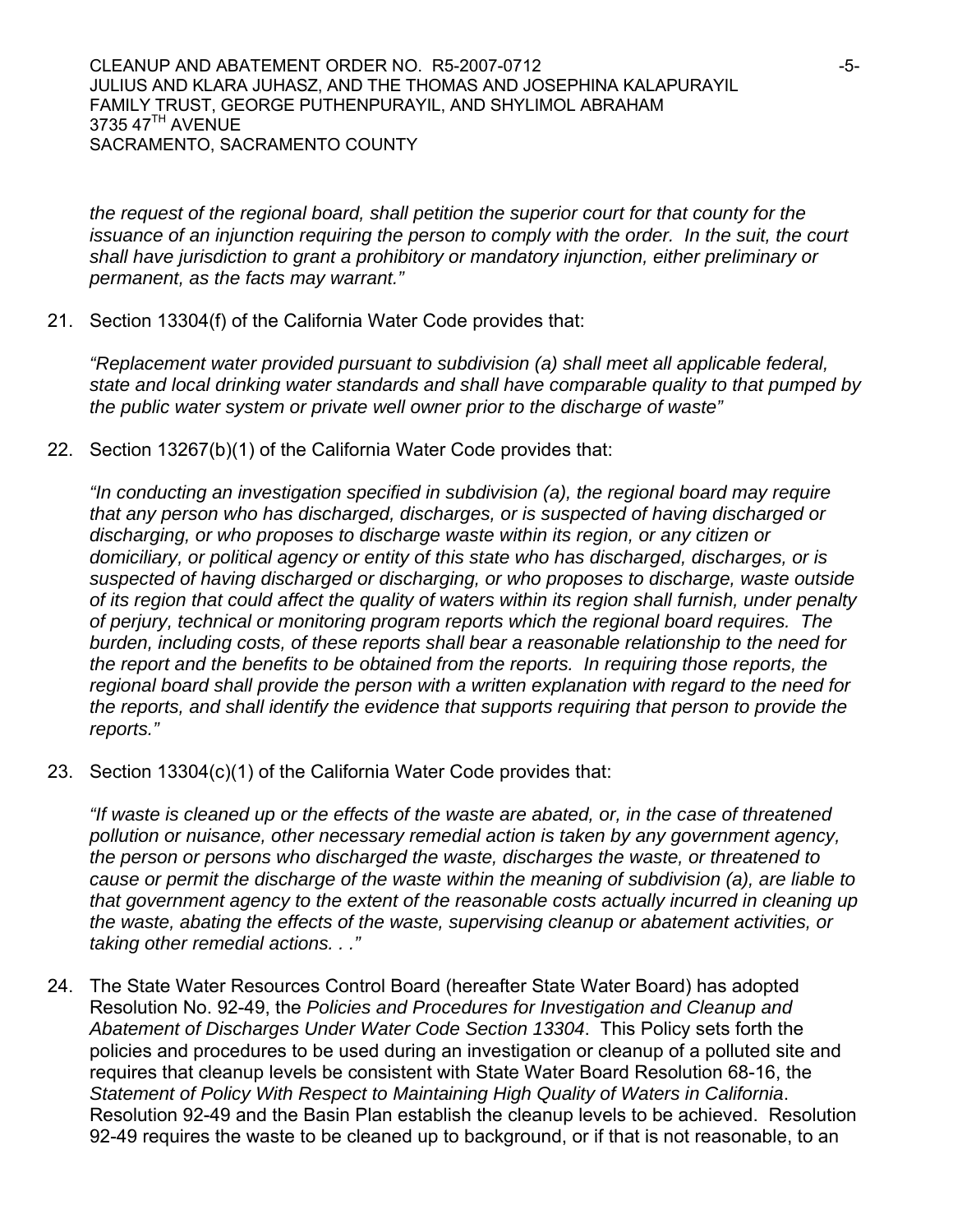*the request of the regional board, shall petition the superior court for that county for the issuance of an injunction requiring the person to comply with the order. In the suit, the court shall have jurisdiction to grant a prohibitory or mandatory injunction, either preliminary or permanent, as the facts may warrant."*

21. Section 13304(f) of the California Water Code provides that:

    *"Replacement water provided pursuant to subdivision (a) shall meet all applicable federal, state and local drinking water standards and shall have comparable quality to that pumped by the public water system or private well owner prior to the discharge of waste"*

22. Section 13267(b)(1) of the California Water Code provides that:

    *"In conducting an investigation specified in subdivision (a), the regional board may require that any person who has discharged, discharges, or is suspected of having discharged or discharging, or who proposes to discharge waste within its region, or any citizen or domiciliary, or political agency or entity of this state who has discharged, discharges, or is suspected of having discharged or discharging, or who proposes to discharge, waste outside of its region that could affect the quality of waters within its region shall furnish, under penalty of perjury, technical or monitoring program reports which the regional board requires. The burden, including costs, of these reports shall bear a reasonable relationship to the need for the report and the benefits to be obtained from the reports. In requiring those reports, the regional board shall provide the person with a written explanation with regard to the need for the reports, and shall identify the evidence that supports requiring that person to provide the reports."*

23. Section 13304(c)(1) of the California Water Code provides that:

    *"If waste is cleaned up or the effects of the waste are abated, or, in the case of threatened pollution or nuisance, other necessary remedial action is taken by any government agency, the person or persons who discharged the waste, discharges the waste, or threatened to cause or permit the discharge of the waste within the meaning of subdivision (a), are liable to that government agency to the extent of the reasonable costs actually incurred in cleaning up the waste, abating the effects of the waste, supervising cleanup or abatement activities, or taking other remedial actions. . ."*

24. The State Water Resources Control Board (hereafter State Water Board) has adopted Resolution No. 92-49, the *Policies and Procedures for Investigation and Cleanup and Abatement of Discharges Under Water Code Section 13304*. This Policy sets forth the policies and procedures to be used during an investigation or cleanup of a polluted site and requires that cleanup levels be consistent with State Water Board Resolution 68-16, the *Statement of Policy With Respect to Maintaining High Quality of Waters in California*. Resolution 92-49 and the Basin Plan establish the cleanup levels to be achieved. Resolution 92-49 requires the waste to be cleaned up to background, or if that is not reasonable, to an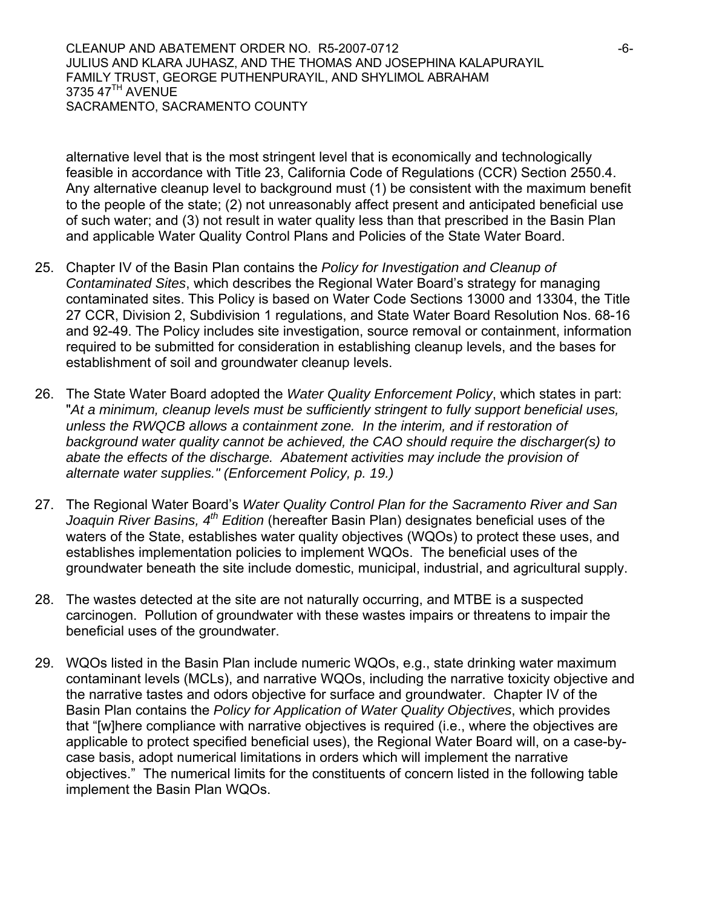alternative level that is the most stringent level that is economically and technologically feasible in accordance with Title 23, California Code of Regulations (CCR) Section 2550.4. Any alternative cleanup level to background must (1) be consistent with the maximum benefit to the people of the state; (2) not unreasonably affect present and anticipated beneficial use of such water; and (3) not result in water quality less than that prescribed in the Basin Plan and applicable Water Quality Control Plans and Policies of the State Water Board.

25. Chapter IV of the Basin Plan contains the *Policy for Investigation and Cleanup of Contaminated Sites*, which describes the Regional Water Board's strategy for managing contaminated sites. This Policy is based on Water Code Sections 13000 and 13304, the Title 27 CCR, Division 2, Subdivision 1 regulations, and State Water Board Resolution Nos. 68-16 and 92-49. The Policy includes site investigation, source removal or containment, information required to be submitted for consideration in establishing cleanup levels, and the bases for establishment of soil and groundwater cleanup levels.

26. The State Water Board adopted the *Water Quality Enforcement Policy*, which states in part: "*At a minimum, cleanup levels must be sufficiently stringent to fully support beneficial uses, unless the RWQCB allows a containment zone. In the interim, and if restoration of background water quality cannot be achieved, the CAO should require the discharger(s) to abate the effects of the discharge. Abatement activities may include the provision of alternate water supplies." (Enforcement Policy, p. 19.)*

27. The Regional Water Board's *Water Quality Control Plan for the Sacramento River and San Joaquin River Basins, 4th Edition* (hereafter Basin Plan) designates beneficial uses of the waters of the State, establishes water quality objectives (WQOs) to protect these uses, and establishes implementation policies to implement WQOs. The beneficial uses of the groundwater beneath the site include domestic, municipal, industrial, and agricultural supply.

28. The wastes detected at the site are not naturally occurring, and MTBE is a suspected carcinogen. Pollution of groundwater with these wastes impairs or threatens to impair the beneficial uses of the groundwater.

29. WQOs listed in the Basin Plan include numeric WQOs, e.g., state drinking water maximum contaminant levels (MCLs), and narrative WQOs, including the narrative toxicity objective and the narrative tastes and odors objective for surface and groundwater. Chapter IV of the Basin Plan contains the *Policy for Application of Water Quality Objectives*, which provides that "[w]here compliance with narrative objectives is required (i.e., where the objectives are applicable to protect specified beneficial uses), the Regional Water Board will, on a case-by-case basis, adopt numerical limitations in orders which will implement the narrative objectives." The numerical limits for the constituents of concern listed in the following table implement the Basin Plan WQOs.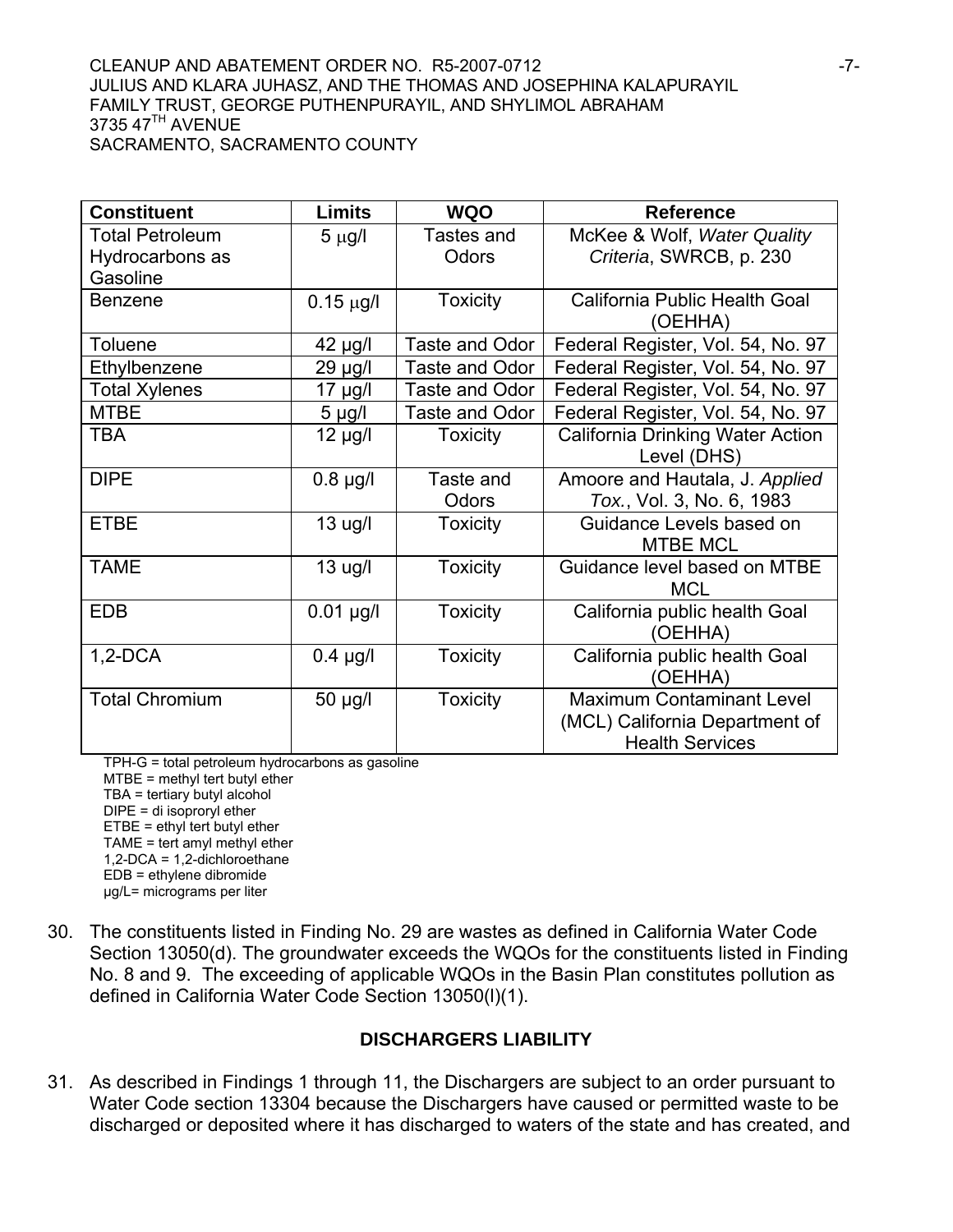| Constituent | Limits | WQO | Reference |
|---|---|---|---|
| Total Petroleum Hydrocarbons as Gasoline | 5 μg/l | Tastes and Odors | McKee & Wolf, *Water Quality Criteria*, SWRCB, p. 230 |
| Benzene | 0.15 μg/l | Toxicity | California Public Health Goal (OEHHA) |
| Toluene | 42 μg/l | Taste and Odor | Federal Register, Vol. 54, No. 97 |
| Ethylbenzene | 29 μg/l | Taste and Odor | Federal Register, Vol. 54, No. 97 |
| Total Xylenes | 17 μg/l | Taste and Odor | Federal Register, Vol. 54, No. 97 |
| MTBE | 5 μg/l | Taste and Odor | Federal Register, Vol. 54, No. 97 |
| TBA | 12 μg/l | Toxicity | California Drinking Water Action Level (DHS) |
| DIPE | 0.8 μg/l | Taste and Odors | Amoore and Hautala, J. *Applied Tox.*, Vol. 3, No. 6, 1983 |
| ETBE | 13 ug/l | Toxicity | Guidance Levels based on MTBE MCL |
| TAME | 13 ug/l | Toxicity | Guidance level based on MTBE MCL |
| EDB | 0.01 μg/l | Toxicity | California public health Goal (OEHHA) |
| 1,2-DCA | 0.4 μg/l | Toxicity | California public health Goal (OEHHA) |
| Total Chromium | 50 μg/l | Toxicity | Maximum Contaminant Level (MCL) California Department of Health Services |

TPH-G = total petroleum hydrocarbons as gasoline
MTBE = methyl tert butyl ether
TBA = tertiary butyl alcohol
DIPE = di isoproryl ether
ETBE = ethyl tert butyl ether
TAME = tert amyl methyl ether
1,2-DCA = 1,2-dichloroethane
EDB = ethylene dibromide
μg/L= micrograms per liter

30. The constituents listed in Finding No. 29 are wastes as defined in California Water Code Section 13050(d). The groundwater exceeds the WQOs for the constituents listed in Finding No. 8 and 9. The exceeding of applicable WQOs in the Basin Plan constitutes pollution as defined in California Water Code Section 13050(l)(1).

## DISCHARGERS LIABILITY

31. As described in Findings 1 through 11, the Dischargers are subject to an order pursuant to Water Code section 13304 because the Dischargers have caused or permitted waste to be discharged or deposited where it has discharged to waters of the state and has created, and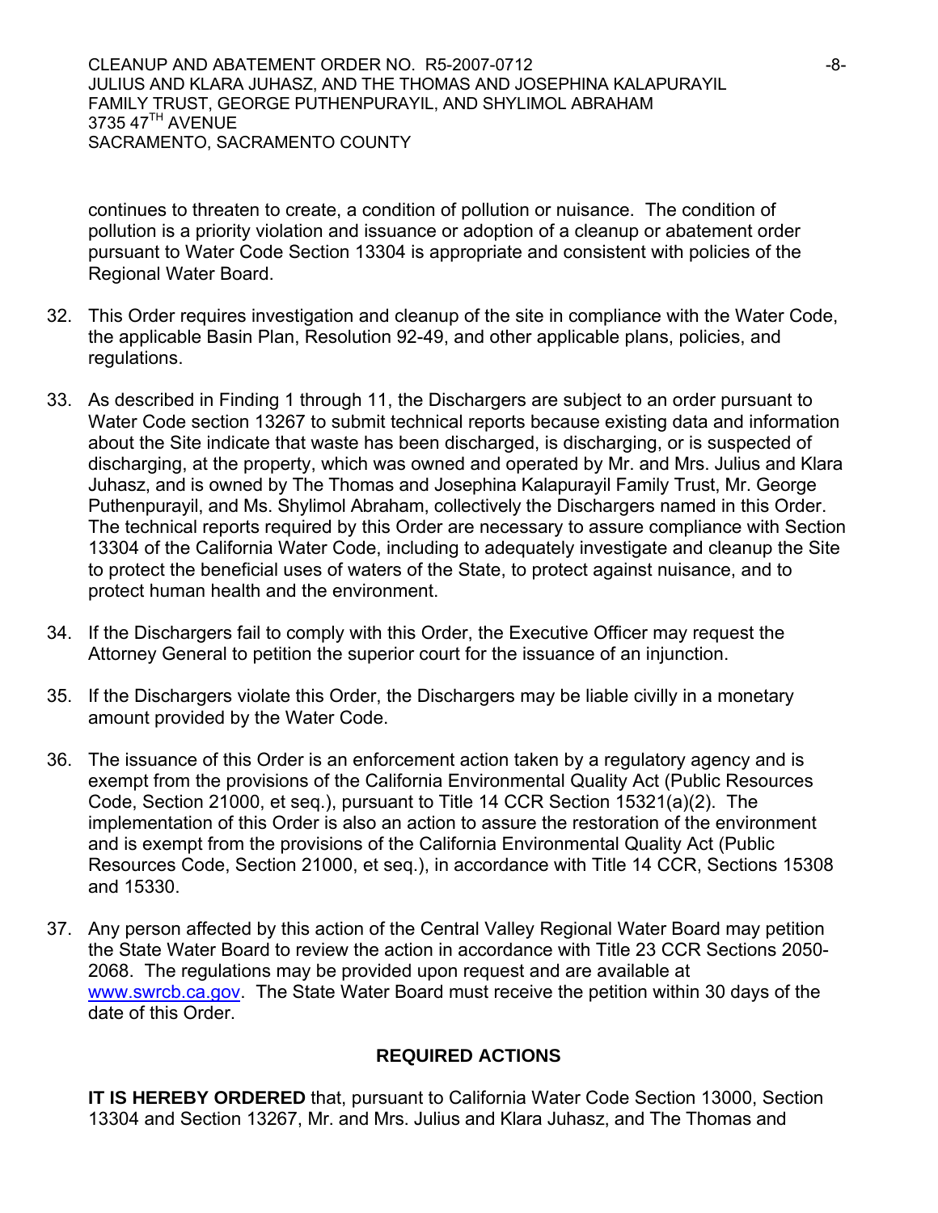continues to threaten to create, a condition of pollution or nuisance. The condition of pollution is a priority violation and issuance or adoption of a cleanup or abatement order pursuant to Water Code Section 13304 is appropriate and consistent with policies of the Regional Water Board.

32. This Order requires investigation and cleanup of the site in compliance with the Water Code, the applicable Basin Plan, Resolution 92-49, and other applicable plans, policies, and regulations.

33. As described in Finding 1 through 11, the Dischargers are subject to an order pursuant to Water Code section 13267 to submit technical reports because existing data and information about the Site indicate that waste has been discharged, is discharging, or is suspected of discharging, at the property, which was owned and operated by Mr. and Mrs. Julius and Klara Juhasz, and is owned by The Thomas and Josephina Kalapurayil Family Trust, Mr. George Puthenpurayil, and Ms. Shylimol Abraham, collectively the Dischargers named in this Order. The technical reports required by this Order are necessary to assure compliance with Section 13304 of the California Water Code, including to adequately investigate and cleanup the Site to protect the beneficial uses of waters of the State, to protect against nuisance, and to protect human health and the environment.

34. If the Dischargers fail to comply with this Order, the Executive Officer may request the Attorney General to petition the superior court for the issuance of an injunction.

35. If the Dischargers violate this Order, the Dischargers may be liable civilly in a monetary amount provided by the Water Code.

36. The issuance of this Order is an enforcement action taken by a regulatory agency and is exempt from the provisions of the California Environmental Quality Act (Public Resources Code, Section 21000, et seq.), pursuant to Title 14 CCR Section 15321(a)(2). The implementation of this Order is also an action to assure the restoration of the environment and is exempt from the provisions of the California Environmental Quality Act (Public Resources Code, Section 21000, et seq.), in accordance with Title 14 CCR, Sections 15308 and 15330.

37. Any person affected by this action of the Central Valley Regional Water Board may petition the State Water Board to review the action in accordance with Title 23 CCR Sections 2050-2068. The regulations may be provided upon request and are available at [www.swrcb.ca.gov](http://www.swrcb.ca.gov). The State Water Board must receive the petition within 30 days of the date of this Order.

## REQUIRED ACTIONS

**IT IS HEREBY ORDERED** that, pursuant to California Water Code Section 13000, Section 13304 and Section 13267, Mr. and Mrs. Julius and Klara Juhasz, and The Thomas and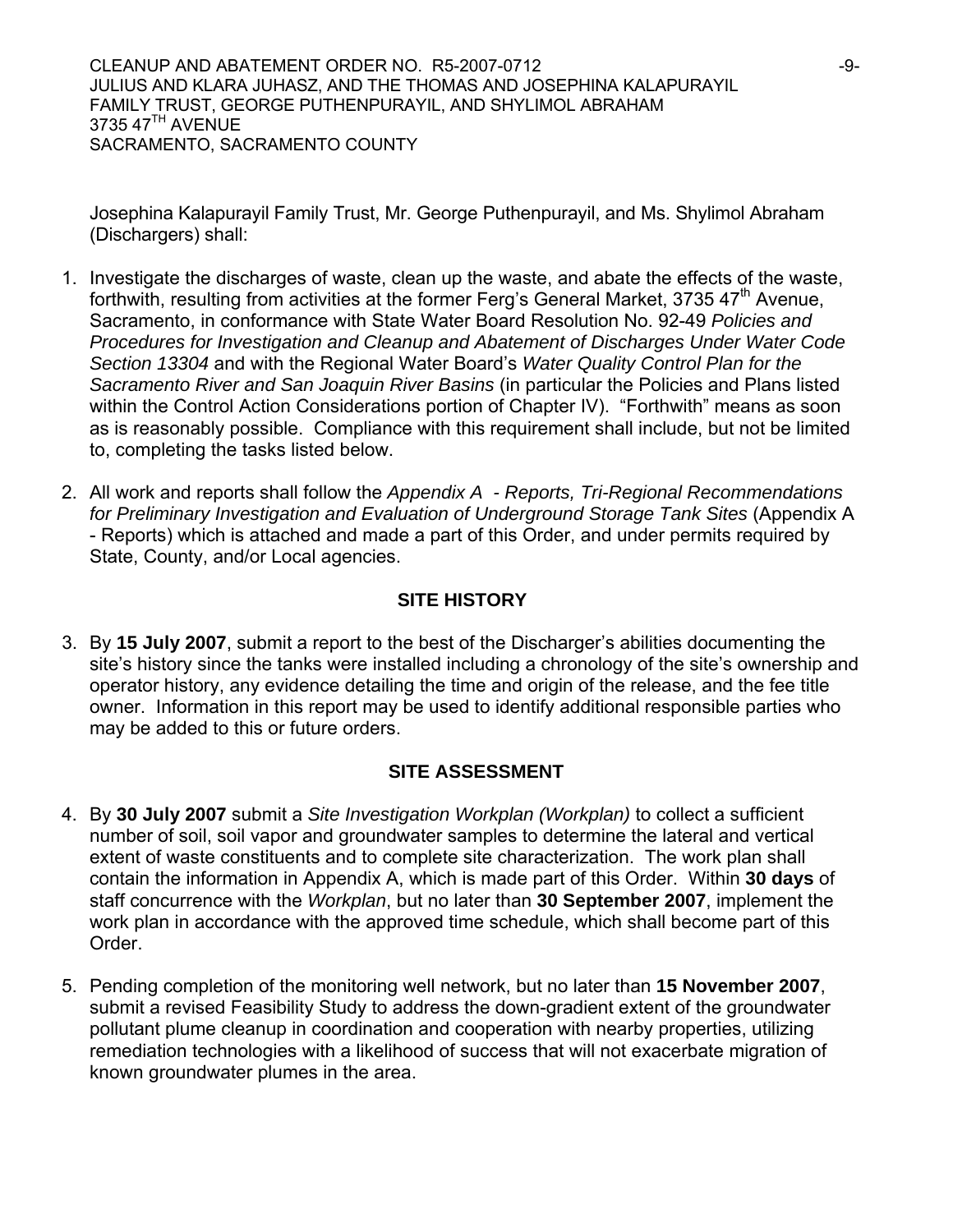Josephina Kalapurayil Family Trust, Mr. George Puthenpurayil, and Ms. Shylimol Abraham (Dischargers) shall:

1. Investigate the discharges of waste, clean up the waste, and abate the effects of the waste, forthwith, resulting from activities at the former Ferg's General Market, 3735 47th Avenue, Sacramento, in conformance with State Water Board Resolution No. 92-49 *Policies and Procedures for Investigation and Cleanup and Abatement of Discharges Under Water Code Section 13304* and with the Regional Water Board's *Water Quality Control Plan for the Sacramento River and San Joaquin River Basins* (in particular the Policies and Plans listed within the Control Action Considerations portion of Chapter IV). "Forthwith" means as soon as is reasonably possible. Compliance with this requirement shall include, but not be limited to, completing the tasks listed below.

2. All work and reports shall follow the *Appendix A - Reports, Tri-Regional Recommendations for Preliminary Investigation and Evaluation of Underground Storage Tank Sites* (Appendix A - Reports) which is attached and made a part of this Order, and under permits required by State, County, and/or Local agencies.

## SITE HISTORY

3. By **15 July 2007**, submit a report to the best of the Discharger's abilities documenting the site's history since the tanks were installed including a chronology of the site's ownership and operator history, any evidence detailing the time and origin of the release, and the fee title owner. Information in this report may be used to identify additional responsible parties who may be added to this or future orders.

## SITE ASSESSMENT

4. By **30 July 2007** submit a *Site Investigation Workplan (Workplan)* to collect a sufficient number of soil, soil vapor and groundwater samples to determine the lateral and vertical extent of waste constituents and to complete site characterization. The work plan shall contain the information in Appendix A, which is made part of this Order. Within **30 days** of staff concurrence with the *Workplan*, but no later than **30 September 2007**, implement the work plan in accordance with the approved time schedule, which shall become part of this Order.

5. Pending completion of the monitoring well network, but no later than **15 November 2007**, submit a revised Feasibility Study to address the down-gradient extent of the groundwater pollutant plume cleanup in coordination and cooperation with nearby properties, utilizing remediation technologies with a likelihood of success that will not exacerbate migration of known groundwater plumes in the area.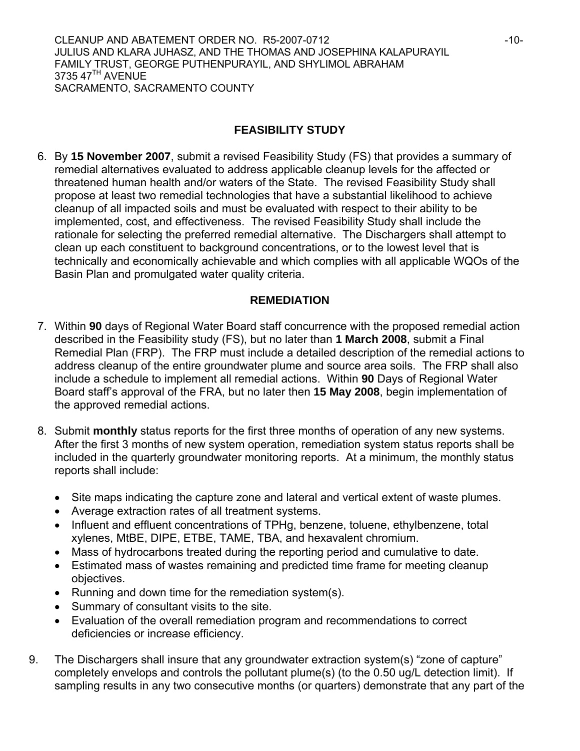## FEASIBILITY STUDY

6. By **15 November 2007**, submit a revised Feasibility Study (FS) that provides a summary of remedial alternatives evaluated to address applicable cleanup levels for the affected or threatened human health and/or waters of the State. The revised Feasibility Study shall propose at least two remedial technologies that have a substantial likelihood to achieve cleanup of all impacted soils and must be evaluated with respect to their ability to be implemented, cost, and effectiveness. The revised Feasibility Study shall include the rationale for selecting the preferred remedial alternative. The Dischargers shall attempt to clean up each constituent to background concentrations, or to the lowest level that is technically and economically achievable and which complies with all applicable WQOs of the Basin Plan and promulgated water quality criteria.

## REMEDIATION

7. Within **90** days of Regional Water Board staff concurrence with the proposed remedial action described in the Feasibility study (FS), but no later than **1 March 2008**, submit a Final Remedial Plan (FRP). The FRP must include a detailed description of the remedial actions to address cleanup of the entire groundwater plume and source area soils. The FRP shall also include a schedule to implement all remedial actions. Within **90** Days of Regional Water Board staff's approval of the FRA, but no later then **15 May 2008**, begin implementation of the approved remedial actions.

8. Submit **monthly** status reports for the first three months of operation of any new systems. After the first 3 months of new system operation, remediation system status reports shall be included in the quarterly groundwater monitoring reports. At a minimum, the monthly status reports shall include:

   - Site maps indicating the capture zone and lateral and vertical extent of waste plumes.
   - Average extraction rates of all treatment systems.
   - Influent and effluent concentrations of TPHg, benzene, toluene, ethylbenzene, total xylenes, MtBE, DIPE, ETBE, TAME, TBA, and hexavalent chromium.
   - Mass of hydrocarbons treated during the reporting period and cumulative to date.
   - Estimated mass of wastes remaining and predicted time frame for meeting cleanup objectives.
   - Running and down time for the remediation system(s).
   - Summary of consultant visits to the site.
   - Evaluation of the overall remediation program and recommendations to correct deficiencies or increase efficiency.

9. The Dischargers shall insure that any groundwater extraction system(s) "zone of capture" completely envelops and controls the pollutant plume(s) (to the 0.50 ug/L detection limit). If sampling results in any two consecutive months (or quarters) demonstrate that any part of the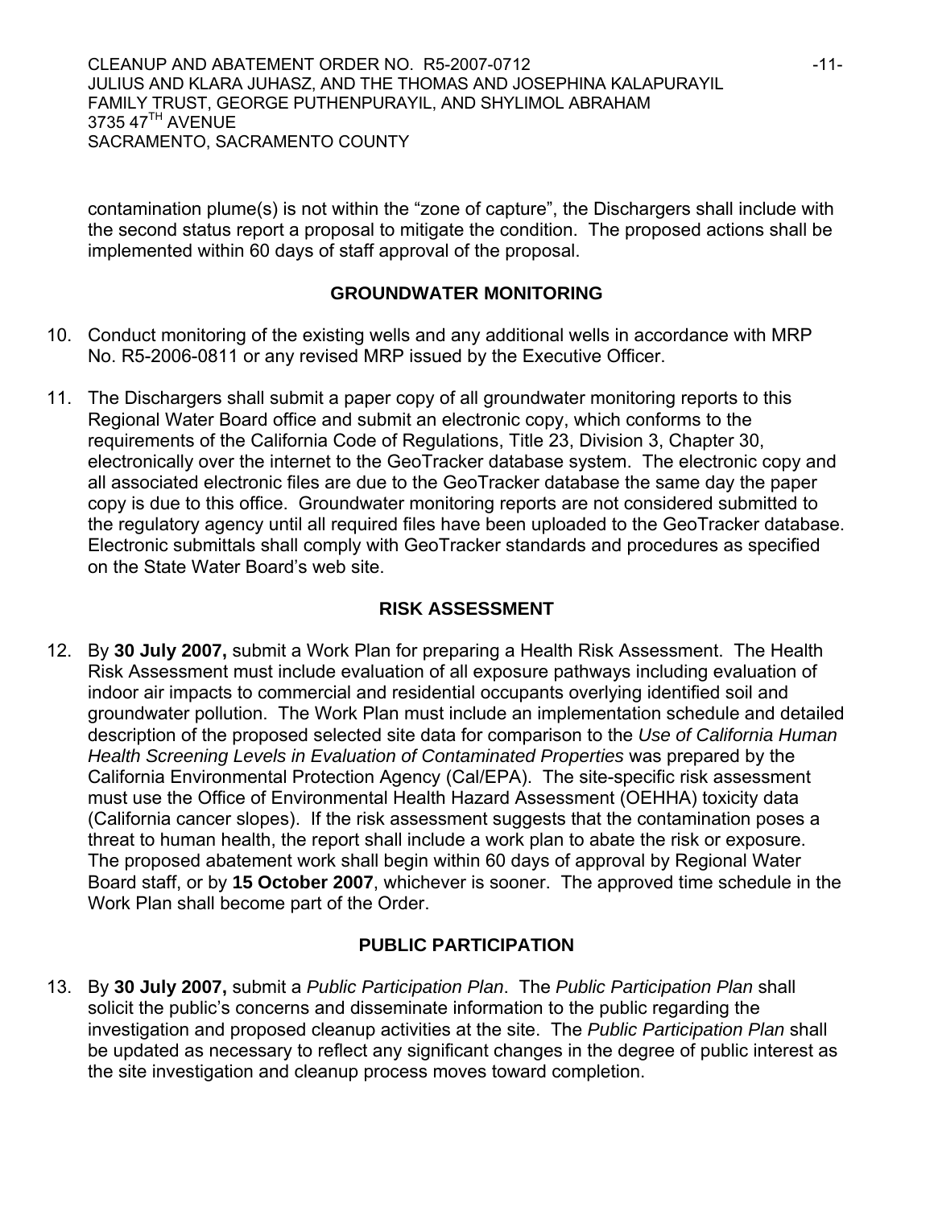contamination plume(s) is not within the “zone of capture”, the Dischargers shall include with the second status report a proposal to mitigate the condition. The proposed actions shall be implemented within 60 days of staff approval of the proposal.

## GROUNDWATER MONITORING

10. Conduct monitoring of the existing wells and any additional wells in accordance with MRP No. R5-2006-0811 or any revised MRP issued by the Executive Officer.

11. The Dischargers shall submit a paper copy of all groundwater monitoring reports to this Regional Water Board office and submit an electronic copy, which conforms to the requirements of the California Code of Regulations, Title 23, Division 3, Chapter 30, electronically over the internet to the GeoTracker database system. The electronic copy and all associated electronic files are due to the GeoTracker database the same day the paper copy is due to this office. Groundwater monitoring reports are not considered submitted to the regulatory agency until all required files have been uploaded to the GeoTracker database. Electronic submittals shall comply with GeoTracker standards and procedures as specified on the State Water Board’s web site.

## RISK ASSESSMENT

12. By **30 July 2007,** submit a Work Plan for preparing a Health Risk Assessment. The Health Risk Assessment must include evaluation of all exposure pathways including evaluation of indoor air impacts to commercial and residential occupants overlying identified soil and groundwater pollution. The Work Plan must include an implementation schedule and detailed description of the proposed selected site data for comparison to the *Use of California Human Health Screening Levels in Evaluation of Contaminated Properties* was prepared by the California Environmental Protection Agency (Cal/EPA). The site-specific risk assessment must use the Office of Environmental Health Hazard Assessment (OEHHA) toxicity data (California cancer slopes). If the risk assessment suggests that the contamination poses a threat to human health, the report shall include a work plan to abate the risk or exposure. The proposed abatement work shall begin within 60 days of approval by Regional Water Board staff, or by **15 October 2007**, whichever is sooner. The approved time schedule in the Work Plan shall become part of the Order.

## PUBLIC PARTICIPATION

13. By **30 July 2007,** submit a *Public Participation Plan*. The *Public Participation Plan* shall solicit the public’s concerns and disseminate information to the public regarding the investigation and proposed cleanup activities at the site. The *Public Participation Plan* shall be updated as necessary to reflect any significant changes in the degree of public interest as the site investigation and cleanup process moves toward completion.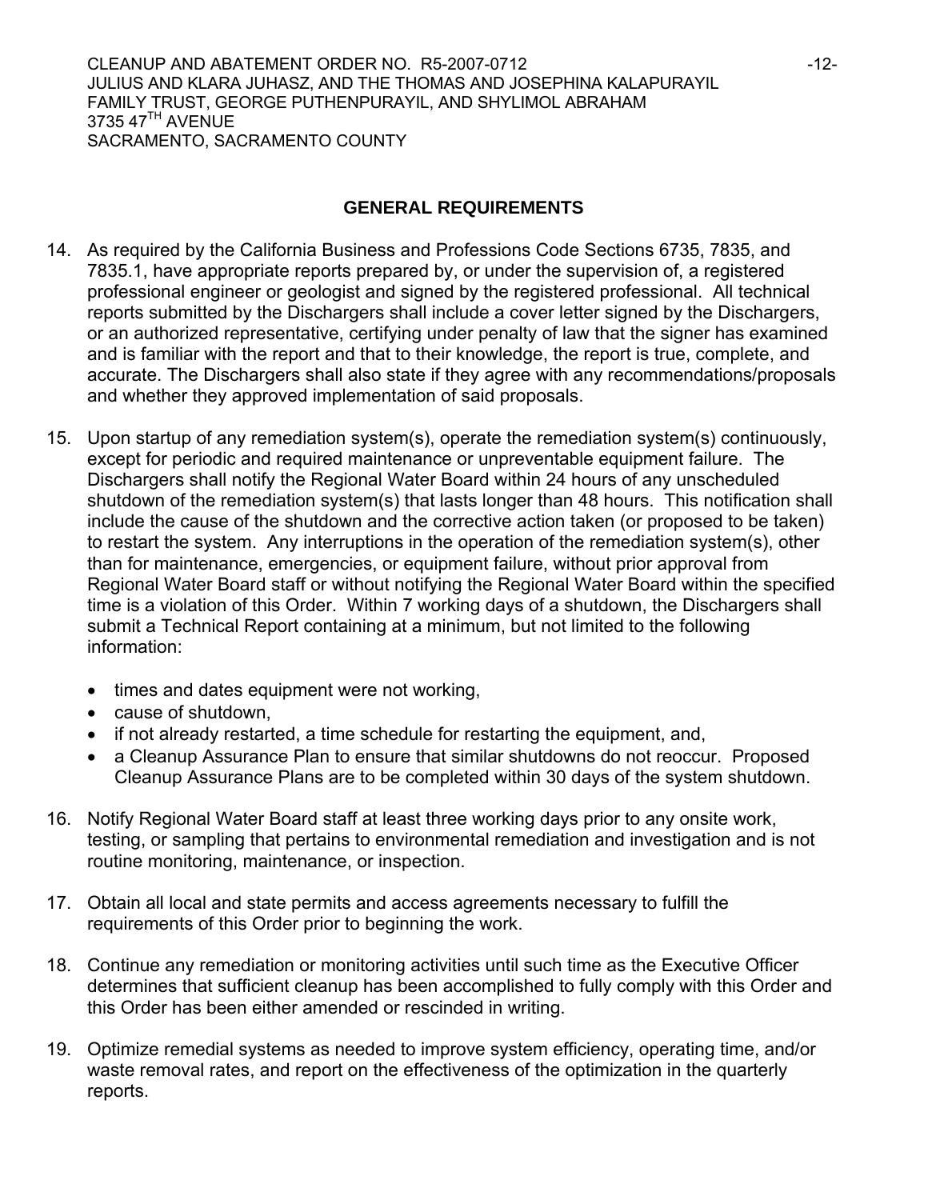## GENERAL REQUIREMENTS

14. As required by the California Business and Professions Code Sections 6735, 7835, and 7835.1, have appropriate reports prepared by, or under the supervision of, a registered professional engineer or geologist and signed by the registered professional. All technical reports submitted by the Dischargers shall include a cover letter signed by the Dischargers, or an authorized representative, certifying under penalty of law that the signer has examined and is familiar with the report and that to their knowledge, the report is true, complete, and accurate. The Dischargers shall also state if they agree with any recommendations/proposals and whether they approved implementation of said proposals.

15. Upon startup of any remediation system(s), operate the remediation system(s) continuously, except for periodic and required maintenance or unpreventable equipment failure. The Dischargers shall notify the Regional Water Board within 24 hours of any unscheduled shutdown of the remediation system(s) that lasts longer than 48 hours. This notification shall include the cause of the shutdown and the corrective action taken (or proposed to be taken) to restart the system. Any interruptions in the operation of the remediation system(s), other than for maintenance, emergencies, or equipment failure, without prior approval from Regional Water Board staff or without notifying the Regional Water Board within the specified time is a violation of this Order. Within 7 working days of a shutdown, the Dischargers shall submit a Technical Report containing at a minimum, but not limited to the following information:

    - times and dates equipment were not working,
    - cause of shutdown,
    - if not already restarted, a time schedule for restarting the equipment, and,
    - a Cleanup Assurance Plan to ensure that similar shutdowns do not reoccur. Proposed Cleanup Assurance Plans are to be completed within 30 days of the system shutdown.

16. Notify Regional Water Board staff at least three working days prior to any onsite work, testing, or sampling that pertains to environmental remediation and investigation and is not routine monitoring, maintenance, or inspection.

17. Obtain all local and state permits and access agreements necessary to fulfill the requirements of this Order prior to beginning the work.

18. Continue any remediation or monitoring activities until such time as the Executive Officer determines that sufficient cleanup has been accomplished to fully comply with this Order and this Order has been either amended or rescinded in writing.

19. Optimize remedial systems as needed to improve system efficiency, operating time, and/or waste removal rates, and report on the effectiveness of the optimization in the quarterly reports.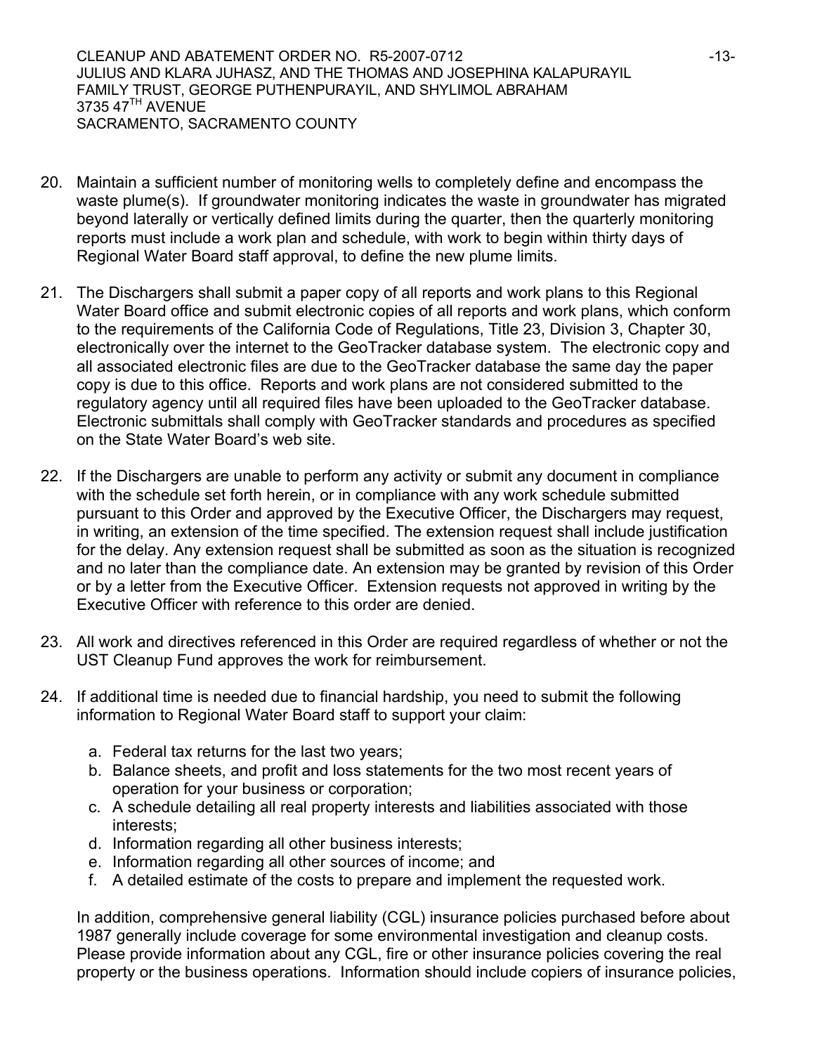20. Maintain a sufficient number of monitoring wells to completely define and encompass the waste plume(s). If groundwater monitoring indicates the waste in groundwater has migrated beyond laterally or vertically defined limits during the quarter, then the quarterly monitoring reports must include a work plan and schedule, with work to begin within thirty days of Regional Water Board staff approval, to define the new plume limits.

21. The Dischargers shall submit a paper copy of all reports and work plans to this Regional Water Board office and submit electronic copies of all reports and work plans, which conform to the requirements of the California Code of Regulations, Title 23, Division 3, Chapter 30, electronically over the internet to the GeoTracker database system. The electronic copy and all associated electronic files are due to the GeoTracker database the same day the paper copy is due to this office. Reports and work plans are not considered submitted to the regulatory agency until all required files have been uploaded to the GeoTracker database. Electronic submittals shall comply with GeoTracker standards and procedures as specified on the State Water Board's web site.

22. If the Dischargers are unable to perform any activity or submit any document in compliance with the schedule set forth herein, or in compliance with any work schedule submitted pursuant to this Order and approved by the Executive Officer, the Dischargers may request, in writing, an extension of the time specified. The extension request shall include justification for the delay. Any extension request shall be submitted as soon as the situation is recognized and no later than the compliance date. An extension may be granted by revision of this Order or by a letter from the Executive Officer. Extension requests not approved in writing by the Executive Officer with reference to this order are denied.

23. All work and directives referenced in this Order are required regardless of whether or not the UST Cleanup Fund approves the work for reimbursement.

24. If additional time is needed due to financial hardship, you need to submit the following information to Regional Water Board staff to support your claim:

    a. Federal tax returns for the last two years;
    b. Balance sheets, and profit and loss statements for the two most recent years of operation for your business or corporation;
    c. A schedule detailing all real property interests and liabilities associated with those interests;
    d. Information regarding all other business interests;
    e. Information regarding all other sources of income; and
    f. A detailed estimate of the costs to prepare and implement the requested work.

    In addition, comprehensive general liability (CGL) insurance policies purchased before about 1987 generally include coverage for some environmental investigation and cleanup costs. Please provide information about any CGL, fire or other insurance policies covering the real property or the business operations. Information should include copiers of insurance policies,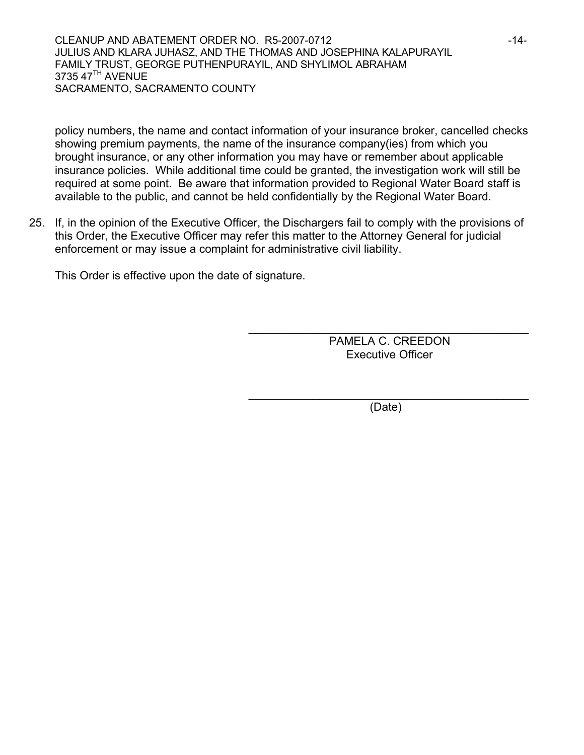policy numbers, the name and contact information of your insurance broker, cancelled checks showing premium payments, the name of the insurance company(ies) from which you brought insurance, or any other information you may have or remember about applicable insurance policies. While additional time could be granted, the investigation work will still be required at some point. Be aware that information provided to Regional Water Board staff is available to the public, and cannot be held confidentially by the Regional Water Board.

25. If, in the opinion of the Executive Officer, the Dischargers fail to comply with the provisions of this Order, the Executive Officer may refer this matter to the Attorney General for judicial enforcement or may issue a complaint for administrative civil liability.

This Order is effective upon the date of signature.

\_\_\_\_\_\_\_\_\_\_\_\_\_\_\_\_\_\_\_\_\_\_\_\_\_\_\_\_\_\_\_\_\_\_\_\_\_\_\_\_

PAMELA C. CREEDON
Executive Officer

\_\_\_\_\_\_\_\_\_\_\_\_\_\_\_\_\_\_\_\_\_\_\_\_\_\_\_\_\_\_\_\_\_\_\_\_\_\_\_\_

(Date)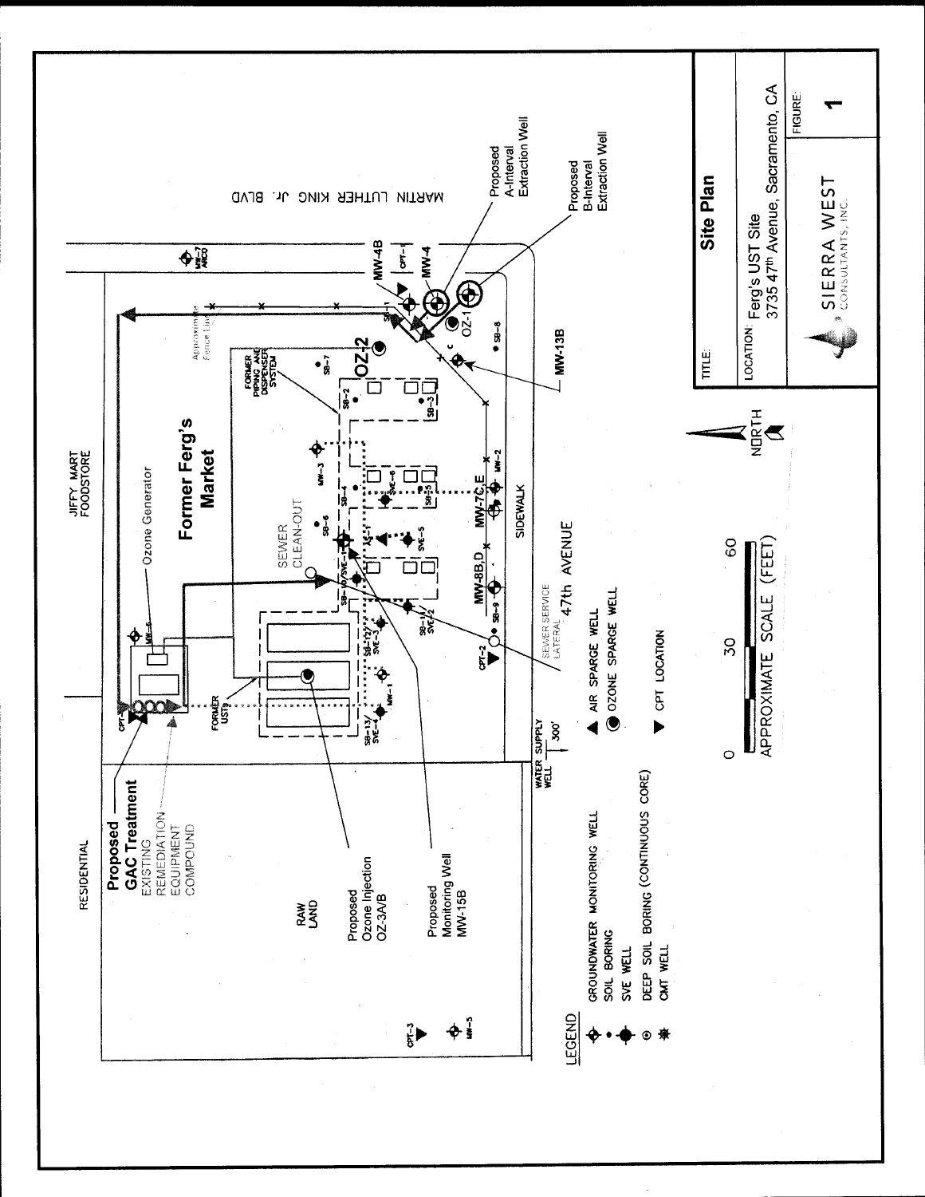# Site Plan

**TITLE:** Site Plan

**LOCATION:** Ferg's UST Site
3735 47th Avenue, Sacramento, CA

**FIGURE:** 1

SIERRA WEST CONSULTANTS, INC.

RESIDENTIAL

JIFFY MART FOODSTORE

MARTIN LUTHER KING Jr. BLVD

47th AVENUE

SIDEWALK

RAW LAND

**Former Ferg's Market**

**Proposed GAC Treatment**

EXISTING REMEDIATION EQUIPMENT COMPOUND

Ozone Generator

SEWER CLEAN-OUT

SEWER SERVICE LATERAL

FORMER USTs

FORMER PIPING AND DISPENSER SYSTEM

Approximate Fence Line

WATER SUPPLY WELL 300'

Proposed Ozone Injection OZ-3A/B

Proposed Monitoring Well MW-15B

Proposed A-Interval Extraction Well

Proposed B-Interval Extraction Well

MW-4B, MW-4, MW-13B, MW-7C,E, MW-8B,D, MW-1, MW-2, MW-3, MW-5, MW-6, MW-7 ARCO, OZ-1, OZ-2, CPT-1, CPT-2, CPT-3, SB-1, SB-2, SB-3, SB-4, SB-5, SB-6, SB-7, SB-8, SB-9, SB-10/SVE-1, SB-11/SVE-2, SB-12/SVE-3, SB-13/SVE-4, SVE-5, SVE-6, AS-1

**LEGEND**

- GROUNDWATER MONITORING WELL
- SOIL BORING
- SVE WELL
- DEEP SOIL BORING (CONTINUOUS CORE)
- CMT WELL
- AIR SPARGE WELL
- OZONE SPARGE WELL
- CPT LOCATION

NORTH

0 30 60

APPROXIMATE SCALE (FEET)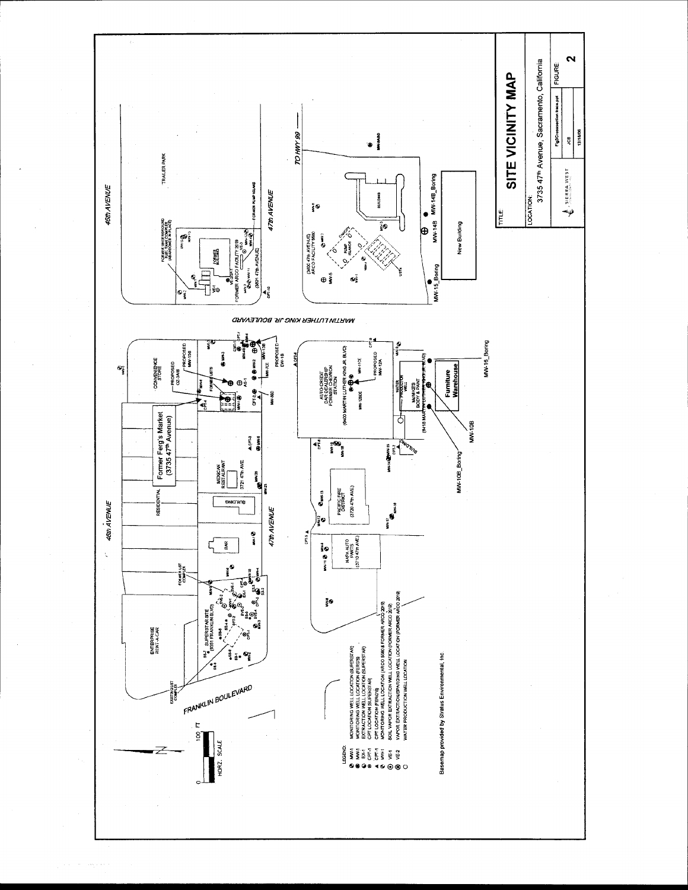TITLE:

# SITE VICINITY MAP

LOCATION:

3735 47th Avenue, Sacramento, California

SIERRA WEST

Fig2Crosssection trace.ppt

JCB

12/18/06

FIGURE

2

46th AVENUE

47th AVENUE

MARTIN LUTHER KING JR. BOULEVARD

FRANKLIN BOULEVARD

TO HWY 99

TRAILER PARK

Former Ferg's Market (3735 47th Avenue)

CONVENIENCE STORE

RESIDENTIAL

MEXICAN RESTAURANT 3721 47th AVE

BUILDING

BAR

ENTERPRISE RENT-A-CAR

SUPERSTAR SITE (6351 FRANKLIN BLVD)

FORMER UST COMPLEX

EXISTING UST COMPLEX

AUTO CREDIT CAR DEALERSHIP FORMER CHEVRON STATION (6400 MARTIN LUTHER KING JR BLVD)

WATER PRODUCTION WELL

McMIKES BODY & PAINT (6418 MARTIN LUTHER KING JR BLVD)

Furniture Warehouse

PACIFIC FIRE DISTRICT (3720 47th AVE)

NAPA AUTO PARTS (3710 47th AVE)

FORMER ARCO FACILITY 2019 (3601 47th AVENUE)

FORMER UNDERGROUND FUEL TANK COMPLEX (ABANDONED IN PLACE)

FORMER BUILDING

FORMER PUMP ISLAND

(3800 47th AVENUE) ARCO FACILITY 5660

BUILDING

CANOPY

PUMP ISLANDS

USTs

New Building

PROPOSED OZ-3A/B

PROPOSED MW-15B

PROPOSED EW-1B

PROPOSED MW-12A

MW-10B_Boring

MW-10B

MW-16_Boring

MW-15_Boring

MW-14B

MW-14B_Boring

0 100 FT

HORZ. SCALE

N

LEGEND:

- MW-1 MONITORING WELL LOCATION (SUPERSTAR)
- MW-1 MONITORING WELL LOCATION (FERG'S)
- EX-1 EXTRACTION WELL LOCATION (SUPERSTAR)
- CPT-1 CPT LOCATION (SUPERSTAR)
- CPT-1 CPT LOCATION (FERG'S)
- MW-1 MONITORING WELL LOCATION (ARCO 5660 & FORMER ARCO 2019)
- VE1 SOIL VAPOR EXTRACTION WELL LOCATION (FORMER ARCO 2019)
- VE-2 VAPOR EXTRACTION/SPARGING WELL LOCATION (FORMER ARCO 2019)
- WATER PRODUCTION WELL LOCATION

Basemap provided by Stratus Environmental, Inc.